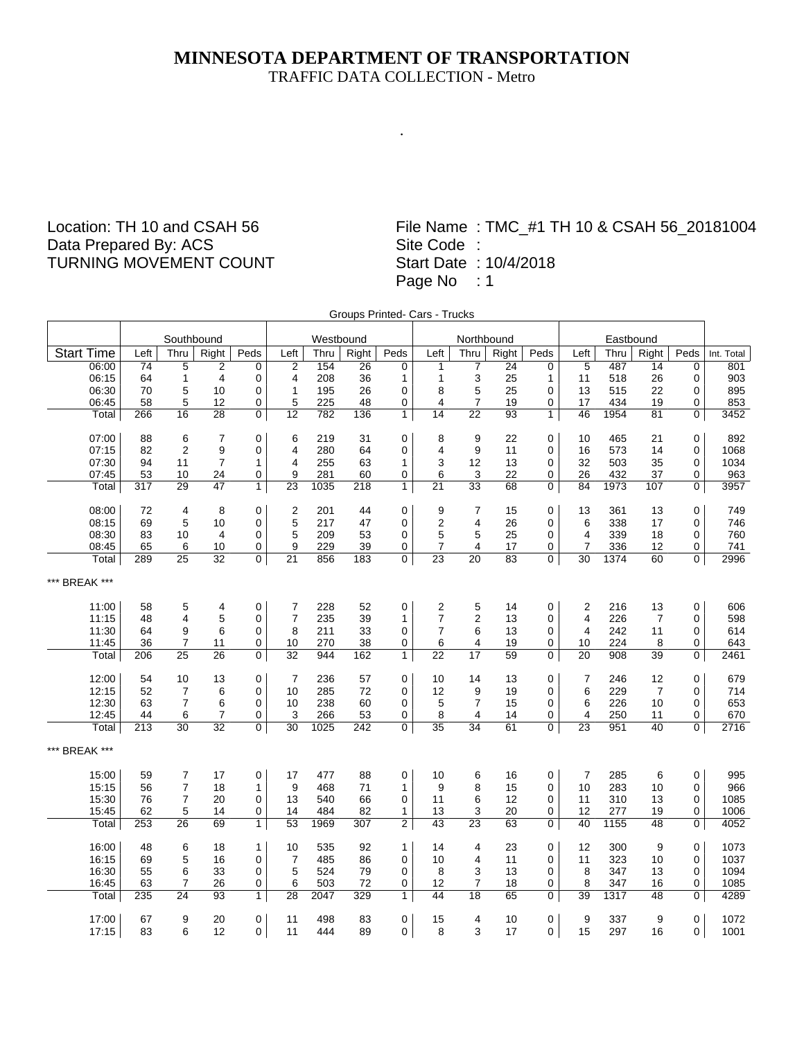# MINNESOTA DEPARTMENT OF TRANSPORTATION

TRAFFIC DATA COLLECTION - Metro

.

Location: TH 10 and CSAH 56
Data Prepared By: ACS
TURNING MOVEMENT COUNT

File Name : TMC_#1 TH 10 & CSAH 56_20181004
Site Code :
Start Date : 10/4/2018
Page No : 1

Groups Printed- Cars - Trucks

| | Southbound | | | | Westbound | | | | Northbound | | | | Eastbound | | | | |
|---|---|---|---|---|---|---|---|---|---|---|---|---|---|---|---|---|---|
| Start Time | Left | Thru | Right | Peds | Left | Thru | Right | Peds | Left | Thru | Right | Peds | Left | Thru | Right | Peds | Int. Total |
| 06:00 | 74 | 5 | 2 | 0 | 2 | 154 | 26 | 0 | 1 | 7 | 24 | 0 | 5 | 487 | 14 | 0 | 801 |
| 06:15 | 64 | 1 | 4 | 0 | 4 | 208 | 36 | 1 | 1 | 3 | 25 | 1 | 11 | 518 | 26 | 0 | 903 |
| 06:30 | 70 | 5 | 10 | 0 | 1 | 195 | 26 | 0 | 8 | 5 | 25 | 0 | 13 | 515 | 22 | 0 | 895 |
| 06:45 | 58 | 5 | 12 | 0 | 5 | 225 | 48 | 0 | 4 | 7 | 19 | 0 | 17 | 434 | 19 | 0 | 853 |
| Total | 266 | 16 | 28 | 0 | 12 | 782 | 136 | 1 | 14 | 22 | 93 | 1 | 46 | 1954 | 81 | 0 | 3452 |
| | | | | | | | | | | | | | | | | | |
| 07:00 | 88 | 6 | 7 | 0 | 6 | 219 | 31 | 0 | 8 | 9 | 22 | 0 | 10 | 465 | 21 | 0 | 892 |
| 07:15 | 82 | 2 | 9 | 0 | 4 | 280 | 64 | 0 | 4 | 9 | 11 | 0 | 16 | 573 | 14 | 0 | 1068 |
| 07:30 | 94 | 11 | 7 | 1 | 4 | 255 | 63 | 1 | 3 | 12 | 13 | 0 | 32 | 503 | 35 | 0 | 1034 |
| 07:45 | 53 | 10 | 24 | 0 | 9 | 281 | 60 | 0 | 6 | 3 | 22 | 0 | 26 | 432 | 37 | 0 | 963 |
| Total | 317 | 29 | 47 | 1 | 23 | 1035 | 218 | 1 | 21 | 33 | 68 | 0 | 84 | 1973 | 107 | 0 | 3957 |
| | | | | | | | | | | | | | | | | | |
| 08:00 | 72 | 4 | 8 | 0 | 2 | 201 | 44 | 0 | 9 | 7 | 15 | 0 | 13 | 361 | 13 | 0 | 749 |
| 08:15 | 69 | 5 | 10 | 0 | 5 | 217 | 47 | 0 | 2 | 4 | 26 | 0 | 6 | 338 | 17 | 0 | 746 |
| 08:30 | 83 | 10 | 4 | 0 | 5 | 209 | 53 | 0 | 5 | 5 | 25 | 0 | 4 | 339 | 18 | 0 | 760 |
| 08:45 | 65 | 6 | 10 | 0 | 9 | 229 | 39 | 0 | 7 | 4 | 17 | 0 | 7 | 336 | 12 | 0 | 741 |
| Total | 289 | 25 | 32 | 0 | 21 | 856 | 183 | 0 | 23 | 20 | 83 | 0 | 30 | 1374 | 60 | 0 | 2996 |
| | | | | | | | | | | | | | | | | | |
| *** BREAK *** | | | | | | | | | | | | | | | | | |
| | | | | | | | | | | | | | | | | | |
| 11:00 | 58 | 5 | 4 | 0 | 7 | 228 | 52 | 0 | 2 | 5 | 14 | 0 | 2 | 216 | 13 | 0 | 606 |
| 11:15 | 48 | 4 | 5 | 0 | 7 | 235 | 39 | 1 | 7 | 2 | 13 | 0 | 4 | 226 | 7 | 0 | 598 |
| 11:30 | 64 | 9 | 6 | 0 | 8 | 211 | 33 | 0 | 7 | 6 | 13 | 0 | 4 | 242 | 11 | 0 | 614 |
| 11:45 | 36 | 7 | 11 | 0 | 10 | 270 | 38 | 0 | 6 | 4 | 19 | 0 | 10 | 224 | 8 | 0 | 643 |
| Total | 206 | 25 | 26 | 0 | 32 | 944 | 162 | 1 | 22 | 17 | 59 | 0 | 20 | 908 | 39 | 0 | 2461 |
| | | | | | | | | | | | | | | | | | |
| 12:00 | 54 | 10 | 13 | 0 | 7 | 236 | 57 | 0 | 10 | 14 | 13 | 0 | 7 | 246 | 12 | 0 | 679 |
| 12:15 | 52 | 7 | 6 | 0 | 10 | 285 | 72 | 0 | 12 | 9 | 19 | 0 | 6 | 229 | 7 | 0 | 714 |
| 12:30 | 63 | 7 | 6 | 0 | 10 | 238 | 60 | 0 | 5 | 7 | 15 | 0 | 6 | 226 | 10 | 0 | 653 |
| 12:45 | 44 | 6 | 7 | 0 | 3 | 266 | 53 | 0 | 8 | 4 | 14 | 0 | 4 | 250 | 11 | 0 | 670 |
| Total | 213 | 30 | 32 | 0 | 30 | 1025 | 242 | 0 | 35 | 34 | 61 | 0 | 23 | 951 | 40 | 0 | 2716 |
| | | | | | | | | | | | | | | | | | |
| *** BREAK *** | | | | | | | | | | | | | | | | | |
| | | | | | | | | | | | | | | | | | |
| 15:00 | 59 | 7 | 17 | 0 | 17 | 477 | 88 | 0 | 10 | 6 | 16 | 0 | 7 | 285 | 6 | 0 | 995 |
| 15:15 | 56 | 7 | 18 | 1 | 9 | 468 | 71 | 1 | 9 | 8 | 15 | 0 | 10 | 283 | 10 | 0 | 966 |
| 15:30 | 76 | 7 | 20 | 0 | 13 | 540 | 66 | 0 | 11 | 6 | 12 | 0 | 11 | 310 | 13 | 0 | 1085 |
| 15:45 | 62 | 5 | 14 | 0 | 14 | 484 | 82 | 1 | 13 | 3 | 20 | 0 | 12 | 277 | 19 | 0 | 1006 |
| Total | 253 | 26 | 69 | 1 | 53 | 1969 | 307 | 2 | 43 | 23 | 63 | 0 | 40 | 1155 | 48 | 0 | 4052 |
| | | | | | | | | | | | | | | | | | |
| 16:00 | 48 | 6 | 18 | 1 | 10 | 535 | 92 | 1 | 14 | 4 | 23 | 0 | 12 | 300 | 9 | 0 | 1073 |
| 16:15 | 69 | 5 | 16 | 0 | 7 | 485 | 86 | 0 | 10 | 4 | 11 | 0 | 11 | 323 | 10 | 0 | 1037 |
| 16:30 | 55 | 6 | 33 | 0 | 5 | 524 | 79 | 0 | 8 | 3 | 13 | 0 | 8 | 347 | 13 | 0 | 1094 |
| 16:45 | 63 | 7 | 26 | 0 | 6 | 503 | 72 | 0 | 12 | 7 | 18 | 0 | 8 | 347 | 16 | 0 | 1085 |
| Total | 235 | 24 | 93 | 1 | 28 | 2047 | 329 | 1 | 44 | 18 | 65 | 0 | 39 | 1317 | 48 | 0 | 4289 |
| | | | | | | | | | | | | | | | | | |
| 17:00 | 67 | 9 | 20 | 0 | 11 | 498 | 83 | 0 | 15 | 4 | 10 | 0 | 9 | 337 | 9 | 0 | 1072 |
| 17:15 | 83 | 6 | 12 | 0 | 11 | 444 | 89 | 0 | 8 | 3 | 17 | 0 | 15 | 297 | 16 | 0 | 1001 |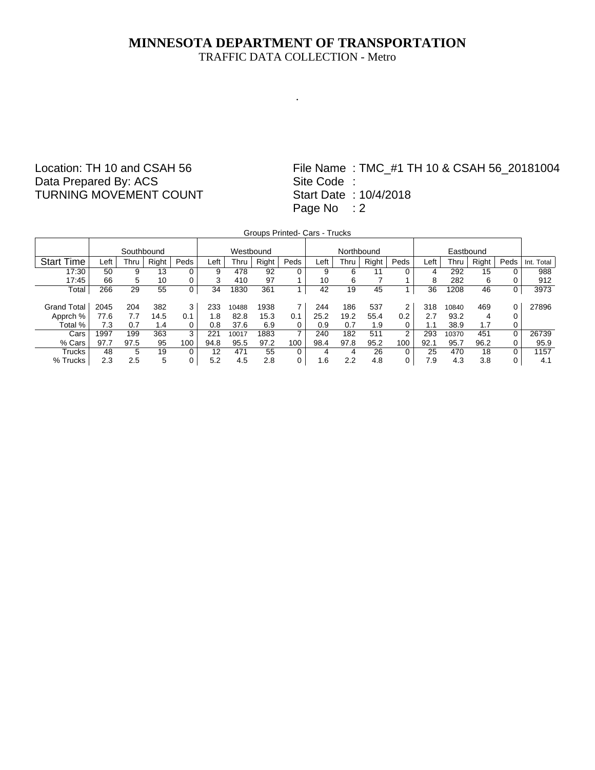# MINNESOTA DEPARTMENT OF TRANSPORTATION

TRAFFIC DATA COLLECTION - Metro

.

Location: TH 10 and CSAH 56
Data Prepared By: ACS
TURNING MOVEMENT COUNT

File Name : TMC_#1 TH 10 & CSAH 56_20181004
Site Code :
Start Date : 10/4/2018
Page No : 2

Groups Printed- Cars - Trucks

| | Southbound | | | | Westbound | | | | Northbound | | | | Eastbound | | | | |
|---|---|---|---|---|---|---|---|---|---|---|---|---|---|---|---|---|---|
| Start Time | Left | Thru | Right | Peds | Left | Thru | Right | Peds | Left | Thru | Right | Peds | Left | Thru | Right | Peds | Int. Total |
| 17:30 | 50 | 9 | 13 | 0 | 9 | 478 | 92 | 0 | 9 | 6 | 11 | 0 | 4 | 292 | 15 | 0 | 988 |
| 17:45 | 66 | 5 | 10 | 0 | 3 | 410 | 97 | 1 | 10 | 6 | 7 | 1 | 8 | 282 | 6 | 0 | 912 |
| Total | 266 | 29 | 55 | 0 | 34 | 1830 | 361 | 1 | 42 | 19 | 45 | 1 | 36 | 1208 | 46 | 0 | 3973 |
| | | | | | | | | | | | | | | | | | |
| Grand Total | 2045 | 204 | 382 | 3 | 233 | 10488 | 1938 | 7 | 244 | 186 | 537 | 2 | 318 | 10840 | 469 | 0 | 27896 |
| Apprch % | 77.6 | 7.7 | 14.5 | 0.1 | 1.8 | 82.8 | 15.3 | 0.1 | 25.2 | 19.2 | 55.4 | 0.2 | 2.7 | 93.2 | 4 | 0 | |
| Total % | 7.3 | 0.7 | 1.4 | 0 | 0.8 | 37.6 | 6.9 | 0 | 0.9 | 0.7 | 1.9 | 0 | 1.1 | 38.9 | 1.7 | 0 | |
| Cars | 1997 | 199 | 363 | 3 | 221 | 10017 | 1883 | 7 | 240 | 182 | 511 | 2 | 293 | 10370 | 451 | 0 | 26739 |
| % Cars | 97.7 | 97.5 | 95 | 100 | 94.8 | 95.5 | 97.2 | 100 | 98.4 | 97.8 | 95.2 | 100 | 92.1 | 95.7 | 96.2 | 0 | 95.9 |
| Trucks | 48 | 5 | 19 | 0 | 12 | 471 | 55 | 0 | 4 | 4 | 26 | 0 | 25 | 470 | 18 | 0 | 1157 |
| % Trucks | 2.3 | 2.5 | 5 | 0 | 5.2 | 4.5 | 2.8 | 0 | 1.6 | 2.2 | 4.8 | 0 | 7.9 | 4.3 | 3.8 | 0 | 4.1 |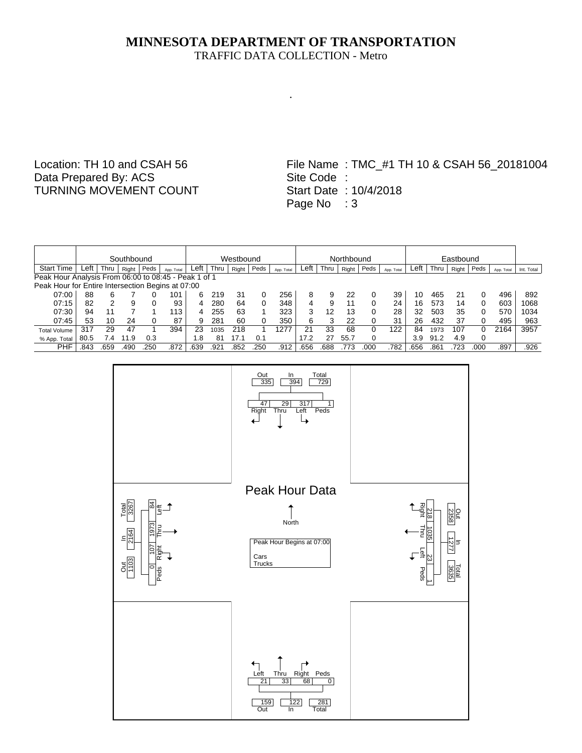# MINNESOTA DEPARTMENT OF TRANSPORTATION

TRAFFIC DATA COLLECTION - Metro

.

Location: TH 10 and CSAH 56
Data Prepared By: ACS
TURNING MOVEMENT COUNT

File Name : TMC_#1 TH 10 & CSAH 56_20181004
Site Code :
Start Date : 10/4/2018
Page No : 3

| | Southbound | | | | | Westbound | | | | | Northbound | | | | | Eastbound | | | | | |
|---|---|---|---|---|---|---|---|---|---|---|---|---|---|---|---|---|---|---|---|---|---|
| Start Time | Left | Thru | Right | Peds | App. Total | Left | Thru | Right | Peds | App. Total | Left | Thru | Right | Peds | App. Total | Left | Thru | Right | Peds | App. Total | Int. Total |
| Peak Hour Analysis From 06:00 to 08:45 - Peak 1 of 1 | | | | | | | | | | | | | | | | | | | | | |
| Peak Hour for Entire Intersection Begins at 07:00 | | | | | | | | | | | | | | | | | | | | | |
| 07:00 | 88 | 6 | 7 | 0 | 101 | 6 | 219 | 31 | 0 | 256 | 8 | 9 | 22 | 0 | 39 | 10 | 465 | 21 | 0 | 496 | 892 |
| 07:15 | 82 | 2 | 9 | 0 | 93 | 4 | 280 | 64 | 0 | 348 | 4 | 9 | 11 | 0 | 24 | 16 | 573 | 14 | 0 | 603 | 1068 |
| 07:30 | 94 | 11 | 7 | 1 | 113 | 4 | 255 | 63 | 1 | 323 | 3 | 12 | 13 | 0 | 28 | 32 | 503 | 35 | 0 | 570 | 1034 |
| 07:45 | 53 | 10 | 24 | 0 | 87 | 9 | 281 | 60 | 0 | 350 | 6 | 3 | 22 | 0 | 31 | 26 | 432 | 37 | 0 | 495 | 963 |
| Total Volume | 317 | 29 | 47 | 1 | 394 | 23 | 1035 | 218 | 1 | 1277 | 21 | 33 | 68 | 0 | 122 | 84 | 1973 | 107 | 0 | 2164 | 3957 |
| % App. Total | 80.5 | 7.4 | 11.9 | 0.3 | | 1.8 | 81 | 17.1 | 0.1 | | 17.2 | 27 | 55.7 | 0 | | 3.9 | 91.2 | 4.9 | 0 | | |
| PHF | .843 | .659 | .490 | .250 | .872 | .639 | .921 | .852 | .250 | .912 | .656 | .688 | .773 | .000 | .782 | .656 | .861 | .723 | .000 | .897 | .926 |

## Peak Hour Data

Peak Hour Begins at 07:00

Cars
Trucks

North

**Southbound (north leg):** Out 335, In 394, Total 729; Right 47, Thru 29, Left 317, Peds 1

**Westbound (east leg):** Out 2358, In 1277, Total 3635; Right 218, Thru 1035, Left 23, Peds 1

**Northbound (south leg):** Left 21, Thru 33, Right 68, Peds 0; Out 159, In 122, Total 281

**Eastbound (west leg):** Total 3267, In 2164, Out 1103; Left 84, Thru 1973, Right 107, Peds 0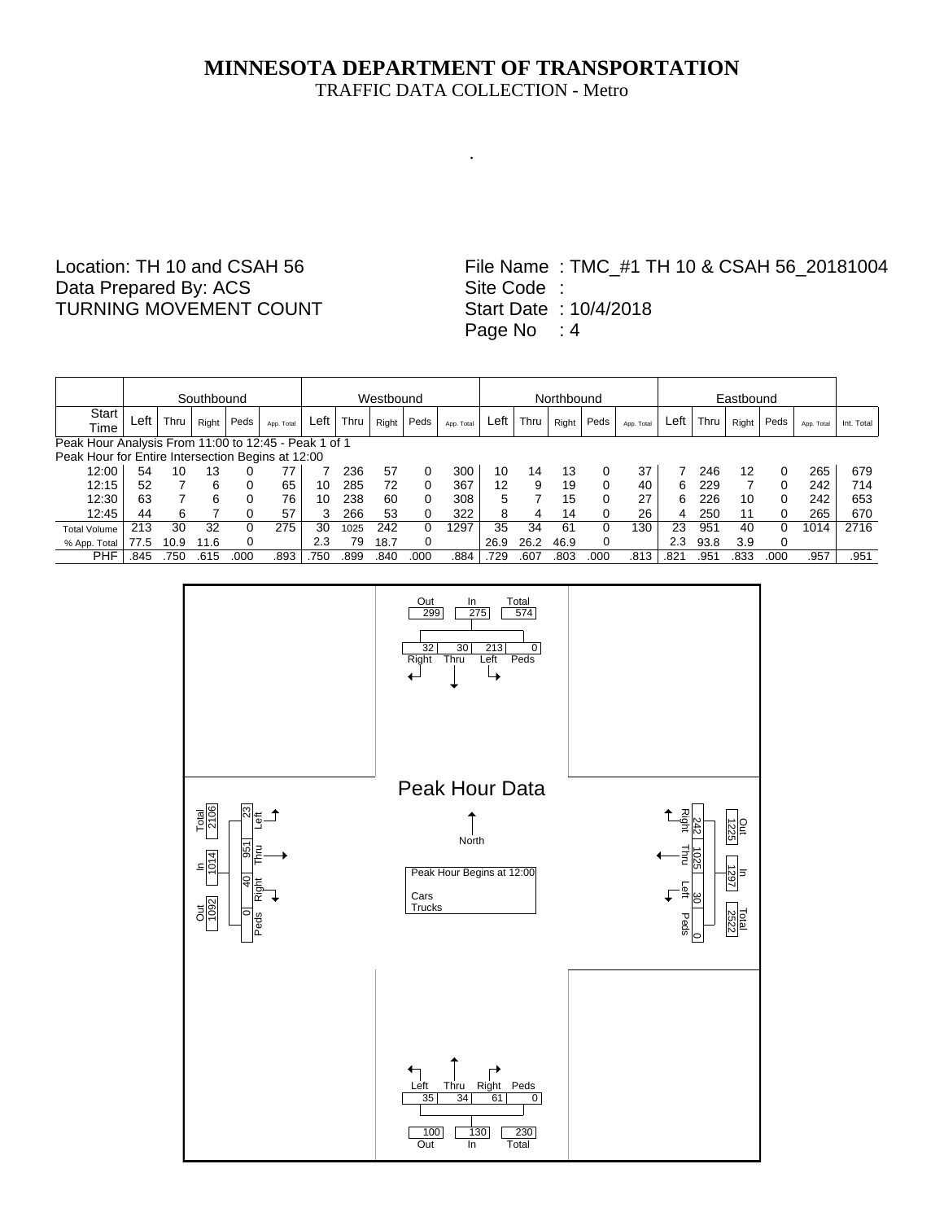# MINNESOTA DEPARTMENT OF TRANSPORTATION

TRAFFIC DATA COLLECTION - Metro

Location: TH 10 and CSAH 56
Data Prepared By: ACS
TURNING MOVEMENT COUNT

File Name : TMC_#1 TH 10 & CSAH 56_20181004
Site Code :
Start Date : 10/4/2018
Page No : 4

| | Southbound | | | | | Westbound | | | | | Northbound | | | | | Eastbound | | | | | |
|---|---|---|---|---|---|---|---|---|---|---|---|---|---|---|---|---|---|---|---|---|---|
| Start Time | Left | Thru | Right | Peds | App. Total | Left | Thru | Right | Peds | App. Total | Left | Thru | Right | Peds | App. Total | Left | Thru | Right | Peds | App. Total | Int. Total |
| Peak Hour Analysis From 11:00 to 12:45 - Peak 1 of 1 | | | | | | | | | | | | | | | | | | | | | |
| Peak Hour for Entire Intersection Begins at 12:00 | | | | | | | | | | | | | | | | | | | | | |
| 12:00 | 54 | 10 | 13 | 0 | 77 | 7 | 236 | 57 | 0 | 300 | 10 | 14 | 13 | 0 | 37 | 7 | 246 | 12 | 0 | 265 | 679 |
| 12:15 | 52 | 7 | 6 | 0 | 65 | 10 | 285 | 72 | 0 | 367 | 12 | 9 | 19 | 0 | 40 | 6 | 229 | 7 | 0 | 242 | 714 |
| 12:30 | 63 | 7 | 6 | 0 | 76 | 10 | 238 | 60 | 0 | 308 | 5 | 7 | 15 | 0 | 27 | 6 | 226 | 10 | 0 | 242 | 653 |
| 12:45 | 44 | 6 | 7 | 0 | 57 | 3 | 266 | 53 | 0 | 322 | 8 | 4 | 14 | 0 | 26 | 4 | 250 | 11 | 0 | 265 | 670 |
| Total Volume | 213 | 30 | 32 | 0 | 275 | 30 | 1025 | 242 | 0 | 1297 | 35 | 34 | 61 | 0 | 130 | 23 | 951 | 40 | 0 | 1014 | 2716 |
| % App. Total | 77.5 | 10.9 | 11.6 | 0 | | 2.3 | 79 | 18.7 | 0 | | 26.9 | 26.2 | 46.9 | 0 | | 2.3 | 93.8 | 3.9 | 0 | | |
| PHF | .845 | .750 | .615 | .000 | .893 | .750 | .899 | .840 | .000 | .884 | .729 | .607 | .803 | .000 | .813 | .821 | .951 | .833 | .000 | .957 | .951 |

## Peak Hour Data

Peak Hour Begins at 12:00

Cars
Trucks

North

**Southbound (North leg):** Out 299, In 275, Total 574
- Right 32, Thru 30, Left 213, Peds 0

**Westbound (East leg):** Out 1225, In 1297, Total 2522
- Right 242, Thru 1025, Left 30, Peds 0

**Northbound (South leg):** Out 100, In 130, Total 230
- Left 35, Thru 34, Right 61, Peds 0

**Eastbound (West leg):** Out 1092, In 1014, Total 2106
- Left 23, Thru 951, Right 40, Peds 0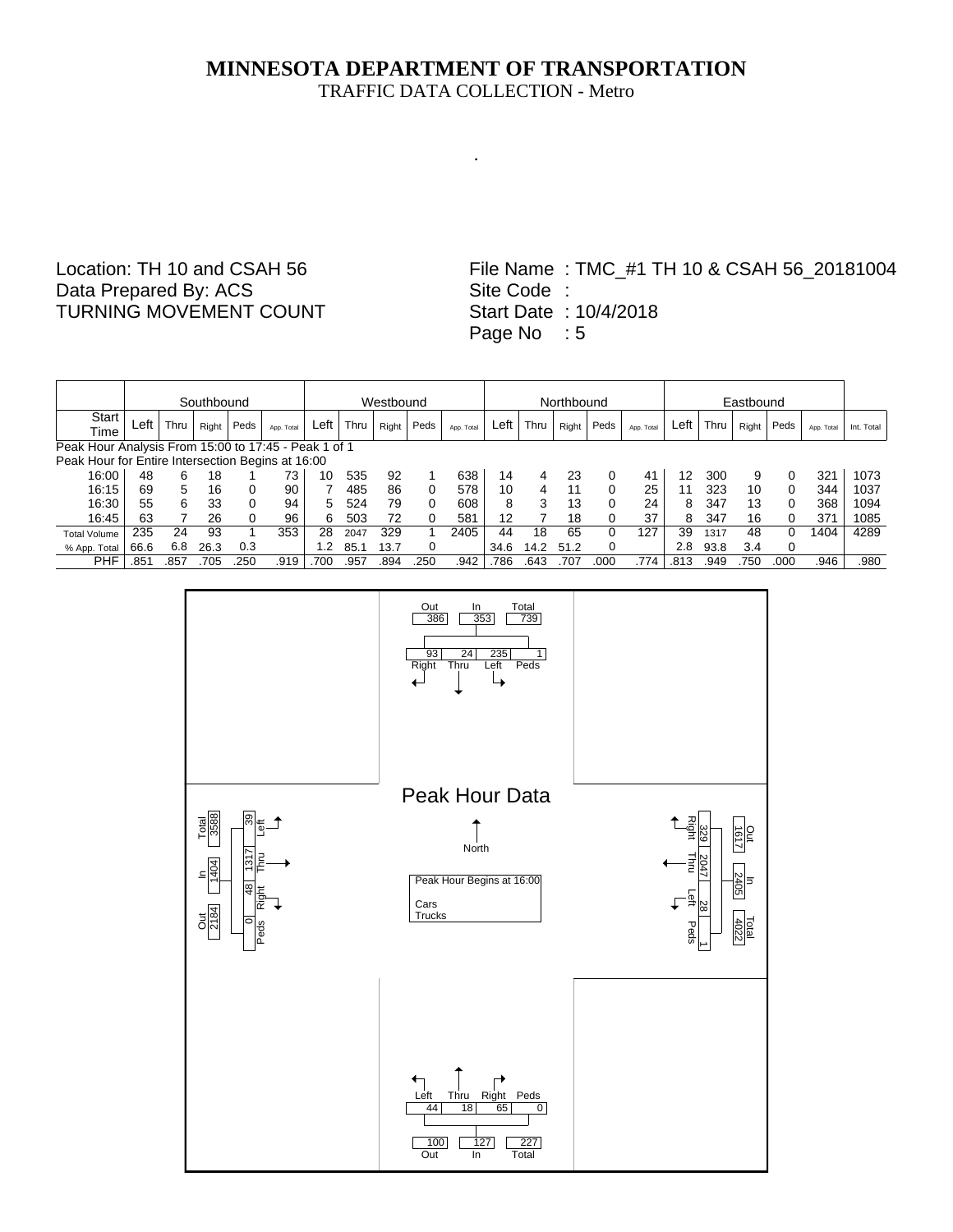# MINNESOTA DEPARTMENT OF TRANSPORTATION

TRAFFIC DATA COLLECTION - Metro

.

Location: TH 10 and CSAH 56
Data Prepared By: ACS
TURNING MOVEMENT COUNT

File Name : TMC_#1 TH 10 & CSAH 56_20181004
Site Code :
Start Date : 10/4/2018
Page No : 5

| | Southbound | | | | | Westbound | | | | | Northbound | | | | | Eastbound | | | | | |
|---|---|---|---|---|---|---|---|---|---|---|---|---|---|---|---|---|---|---|---|---|---|
| Start Time | Left | Thru | Right | Peds | App. Total | Left | Thru | Right | Peds | App. Total | Left | Thru | Right | Peds | App. Total | Left | Thru | Right | Peds | App. Total | Int. Total |
| Peak Hour Analysis From 15:00 to 17:45 - Peak 1 of 1 | | | | | | | | | | | | | | | | | | | | | |
| Peak Hour for Entire Intersection Begins at 16:00 | | | | | | | | | | | | | | | | | | | | | |
| 16:00 | 48 | 6 | 18 | 1 | 73 | 10 | 535 | 92 | 1 | 638 | 14 | 4 | 23 | 0 | 41 | 12 | 300 | 9 | 0 | 321 | 1073 |
| 16:15 | 69 | 5 | 16 | 0 | 90 | 7 | 485 | 86 | 0 | 578 | 10 | 4 | 11 | 0 | 25 | 11 | 323 | 10 | 0 | 344 | 1037 |
| 16:30 | 55 | 6 | 33 | 0 | 94 | 5 | 524 | 79 | 0 | 608 | 8 | 3 | 13 | 0 | 24 | 8 | 347 | 13 | 0 | 368 | 1094 |
| 16:45 | 63 | 7 | 26 | 0 | 96 | 6 | 503 | 72 | 0 | 581 | 12 | 7 | 18 | 0 | 37 | 8 | 347 | 16 | 0 | 371 | 1085 |
| Total Volume | 235 | 24 | 93 | 1 | 353 | 28 | 2047 | 329 | 1 | 2405 | 44 | 18 | 65 | 0 | 127 | 39 | 1317 | 48 | 0 | 1404 | 4289 |
| % App. Total | 66.6 | 6.8 | 26.3 | 0.3 | | 1.2 | 85.1 | 13.7 | 0 | | 34.6 | 14.2 | 51.2 | 0 | | 2.8 | 93.8 | 3.4 | 0 | | |
| PHF | .851 | .857 | .705 | .250 | .919 | .700 | .957 | .894 | .250 | .942 | .786 | .643 | .707 | .000 | .774 | .813 | .949 | .750 | .000 | .946 | .980 |

Out 386 In 353 Total 739

93 Right 24 Thru 235 Left 1 Peds

Total 3588 In 1404 Out 2184

39 Left 1317 Thru 48 Right 0 Peds

Peak Hour Data

North

Peak Hour Begins at 16:00

Cars
Trucks

Right 329 Thru 2047 Left 28 Peds 1

Out 1617 In 2405 Total 4022

Left 44 Thru 18 Right 65 Peds 0

100 Out 127 In 227 Total